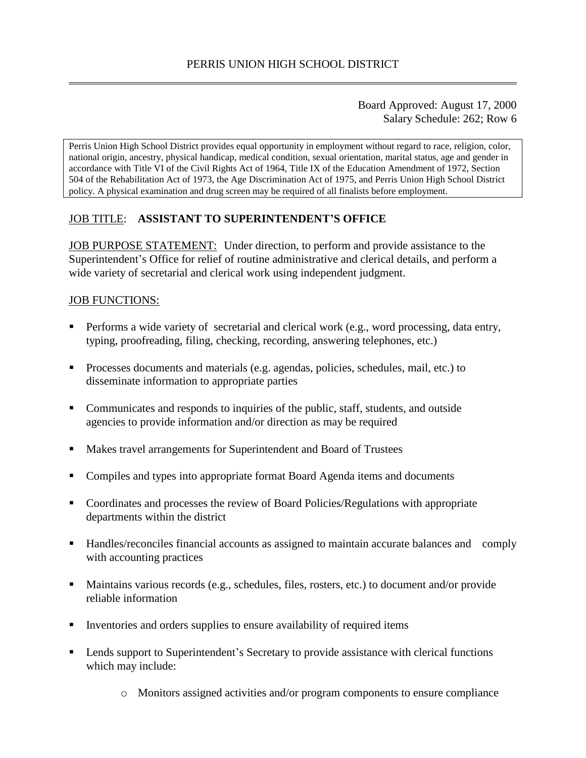# PERRIS UNION HIGH SCHOOL DISTRICT

Board Approved: August 17, 2000
Salary Schedule: 262; Row 6

Perris Union High School District provides equal opportunity in employment without regard to race, religion, color, national origin, ancestry, physical handicap, medical condition, sexual orientation, marital status, age and gender in accordance with Title VI of the Civil Rights Act of 1964, Title IX of the Education Amendment of 1972, Section 504 of the Rehabilitation Act of 1973, the Age Discrimination Act of 1975, and Perris Union High School District policy. A physical examination and drug screen may be required of all finalists before employment.

JOB TITLE: **ASSISTANT TO SUPERINTENDENT'S OFFICE**

JOB PURPOSE STATEMENT: Under direction, to perform and provide assistance to the Superintendent's Office for relief of routine administrative and clerical details, and perform a wide variety of secretarial and clerical work using independent judgment.

JOB FUNCTIONS:

- Performs a wide variety of secretarial and clerical work (e.g., word processing, data entry, typing, proofreading, filing, checking, recording, answering telephones, etc.)
- Processes documents and materials (e.g. agendas, policies, schedules, mail, etc.) to disseminate information to appropriate parties
- Communicates and responds to inquiries of the public, staff, students, and outside agencies to provide information and/or direction as may be required
- Makes travel arrangements for Superintendent and Board of Trustees
- Compiles and types into appropriate format Board Agenda items and documents
- Coordinates and processes the review of Board Policies/Regulations with appropriate departments within the district
- Handles/reconciles financial accounts as assigned to maintain accurate balances and comply with accounting practices
- Maintains various records (e.g., schedules, files, rosters, etc.) to document and/or provide reliable information
- Inventories and orders supplies to ensure availability of required items
- Lends support to Superintendent's Secretary to provide assistance with clerical functions which may include:
    - Monitors assigned activities and/or program components to ensure compliance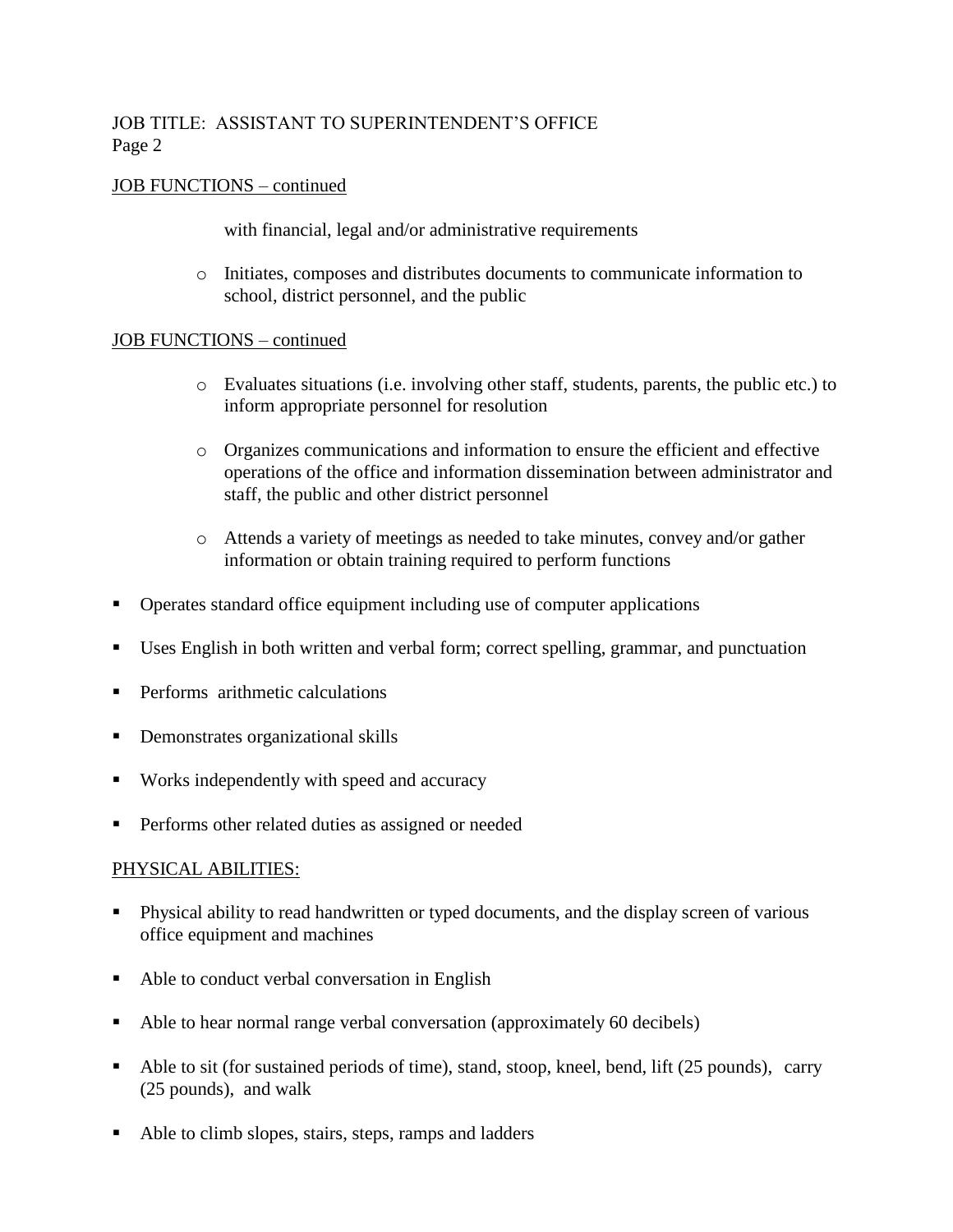JOB TITLE: ASSISTANT TO SUPERINTENDENT'S OFFICE
Page 2

JOB FUNCTIONS – continued

with financial, legal and/or administrative requirements

- Initiates, composes and distributes documents to communicate information to school, district personnel, and the public

JOB FUNCTIONS – continued

- Evaluates situations (i.e. involving other staff, students, parents, the public etc.) to inform appropriate personnel for resolution
- Organizes communications and information to ensure the efficient and effective operations of the office and information dissemination between administrator and staff, the public and other district personnel
- Attends a variety of meetings as needed to take minutes, convey and/or gather information or obtain training required to perform functions

- Operates standard office equipment including use of computer applications
- Uses English in both written and verbal form; correct spelling, grammar, and punctuation
- Performs arithmetic calculations
- Demonstrates organizational skills
- Works independently with speed and accuracy
- Performs other related duties as assigned or needed

PHYSICAL ABILITIES:

- Physical ability to read handwritten or typed documents, and the display screen of various office equipment and machines
- Able to conduct verbal conversation in English
- Able to hear normal range verbal conversation (approximately 60 decibels)
- Able to sit (for sustained periods of time), stand, stoop, kneel, bend, lift (25 pounds), carry (25 pounds), and walk
- Able to climb slopes, stairs, steps, ramps and ladders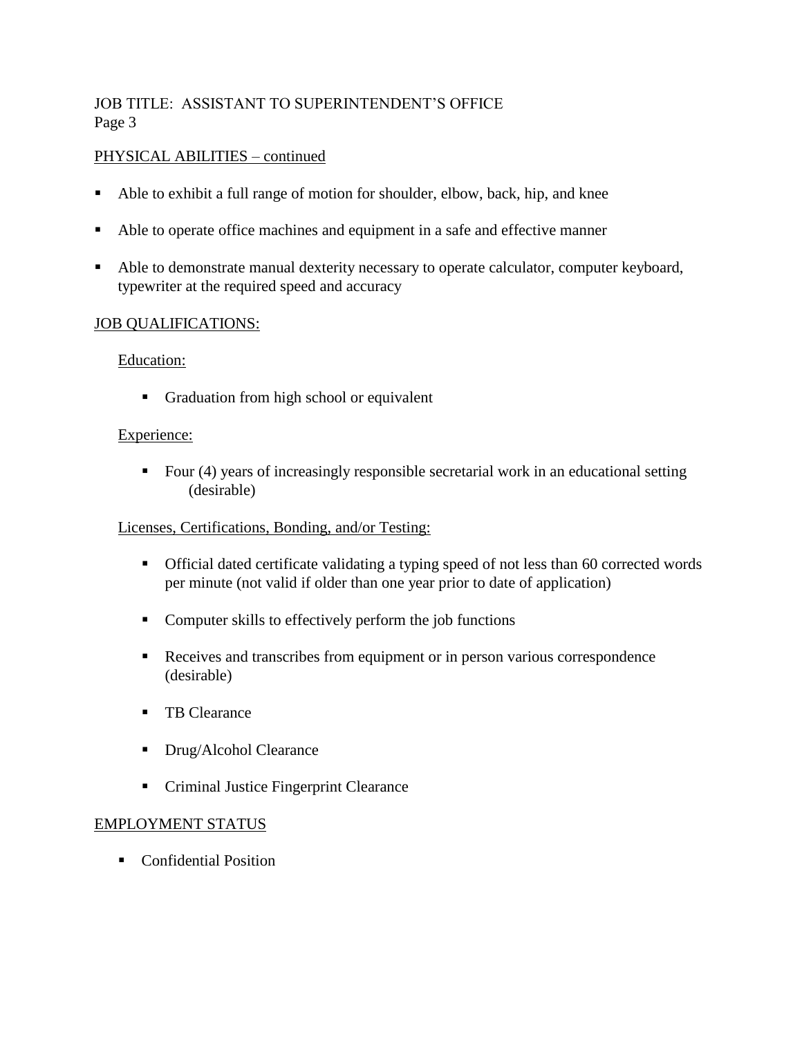## PHYSICAL ABILITIES – continued

- Able to exhibit a full range of motion for shoulder, elbow, back, hip, and knee
- Able to operate office machines and equipment in a safe and effective manner
- Able to demonstrate manual dexterity necessary to operate calculator, computer keyboard, typewriter at the required speed and accuracy

## JOB QUALIFICATIONS:

### Education:

- Graduation from high school or equivalent

### Experience:

- Four (4) years of increasingly responsible secretarial work in an educational setting (desirable)

### Licenses, Certifications, Bonding, and/or Testing:

- Official dated certificate validating a typing speed of not less than 60 corrected words per minute (not valid if older than one year prior to date of application)
- Computer skills to effectively perform the job functions
- Receives and transcribes from equipment or in person various correspondence (desirable)
- TB Clearance
- Drug/Alcohol Clearance
- Criminal Justice Fingerprint Clearance

## EMPLOYMENT STATUS

- Confidential Position